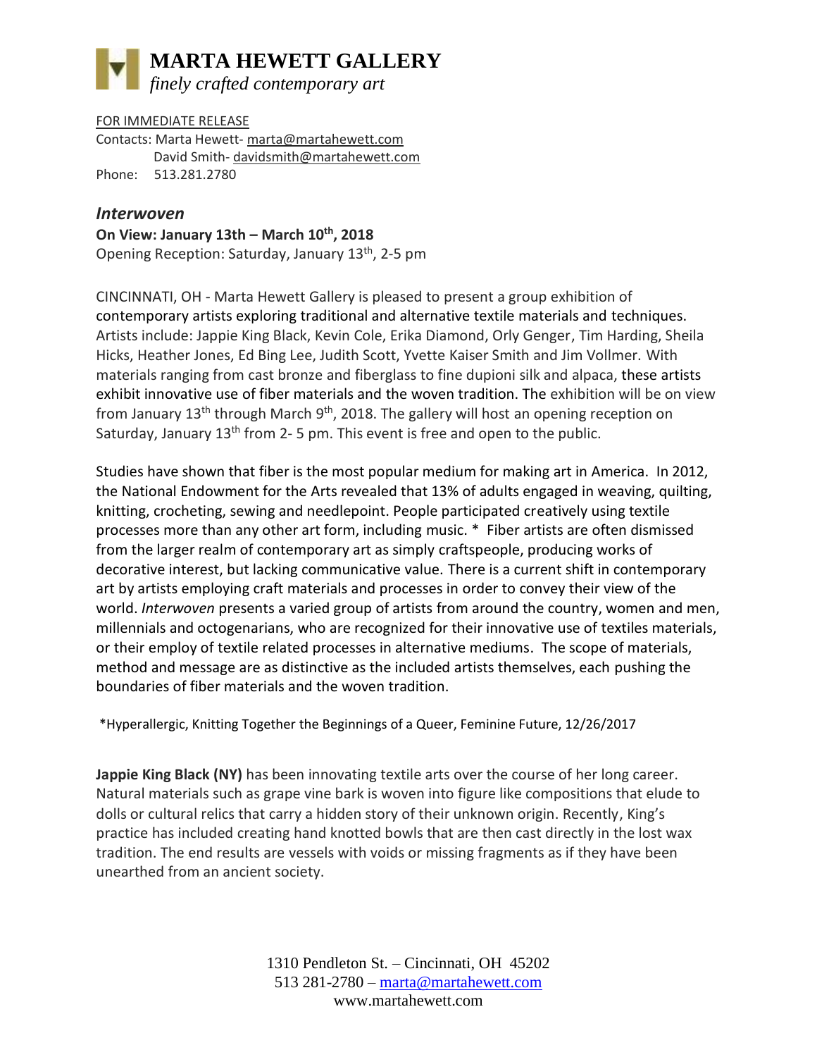# MARTA HEWETT GALLERY

*finely crafted contemporary art*

FOR IMMEDIATE RELEASE

Contacts: Marta Hewett- marta@martahewett.com
David Smith- davidsmith@martahewett.com

Phone: 513.281.2780

## *Interwoven*

**On View: January 13th – March 10th, 2018**

Opening Reception: Saturday, January 13th, 2-5 pm

CINCINNATI, OH - Marta Hewett Gallery is pleased to present a group exhibition of contemporary artists exploring traditional and alternative textile materials and techniques. Artists include: Jappie King Black, Kevin Cole, Erika Diamond, Orly Genger, Tim Harding, Sheila Hicks, Heather Jones, Ed Bing Lee, Judith Scott, Yvette Kaiser Smith and Jim Vollmer. With materials ranging from cast bronze and fiberglass to fine dupioni silk and alpaca, these artists exhibit innovative use of fiber materials and the woven tradition. The exhibition will be on view from January 13th through March 9th, 2018. The gallery will host an opening reception on Saturday, January 13th from 2- 5 pm. This event is free and open to the public.

Studies have shown that fiber is the most popular medium for making art in America. In 2012, the National Endowment for the Arts revealed that 13% of adults engaged in weaving, quilting, knitting, crocheting, sewing and needlepoint. People participated creatively using textile processes more than any other art form, including music. * Fiber artists are often dismissed from the larger realm of contemporary art as simply craftspeople, producing works of decorative interest, but lacking communicative value. There is a current shift in contemporary art by artists employing craft materials and processes in order to convey their view of the world. *Interwoven* presents a varied group of artists from around the country, women and men, millennials and octogenarians, who are recognized for their innovative use of textiles materials, or their employ of textile related processes in alternative mediums. The scope of materials, method and message are as distinctive as the included artists themselves, each pushing the boundaries of fiber materials and the woven tradition.

*Hyperallergic, Knitting Together the Beginnings of a Queer, Feminine Future, 12/26/2017

**Jappie King Black (NY)** has been innovating textile arts over the course of her long career. Natural materials such as grape vine bark is woven into figure like compositions that elude to dolls or cultural relics that carry a hidden story of their unknown origin. Recently, King's practice has included creating hand knotted bowls that are then cast directly in the lost wax tradition. The end results are vessels with voids or missing fragments as if they have been unearthed from an ancient society.

1310 Pendleton St. – Cincinnati, OH 45202
513 281-2780 – marta@martahewett.com
www.martahewett.com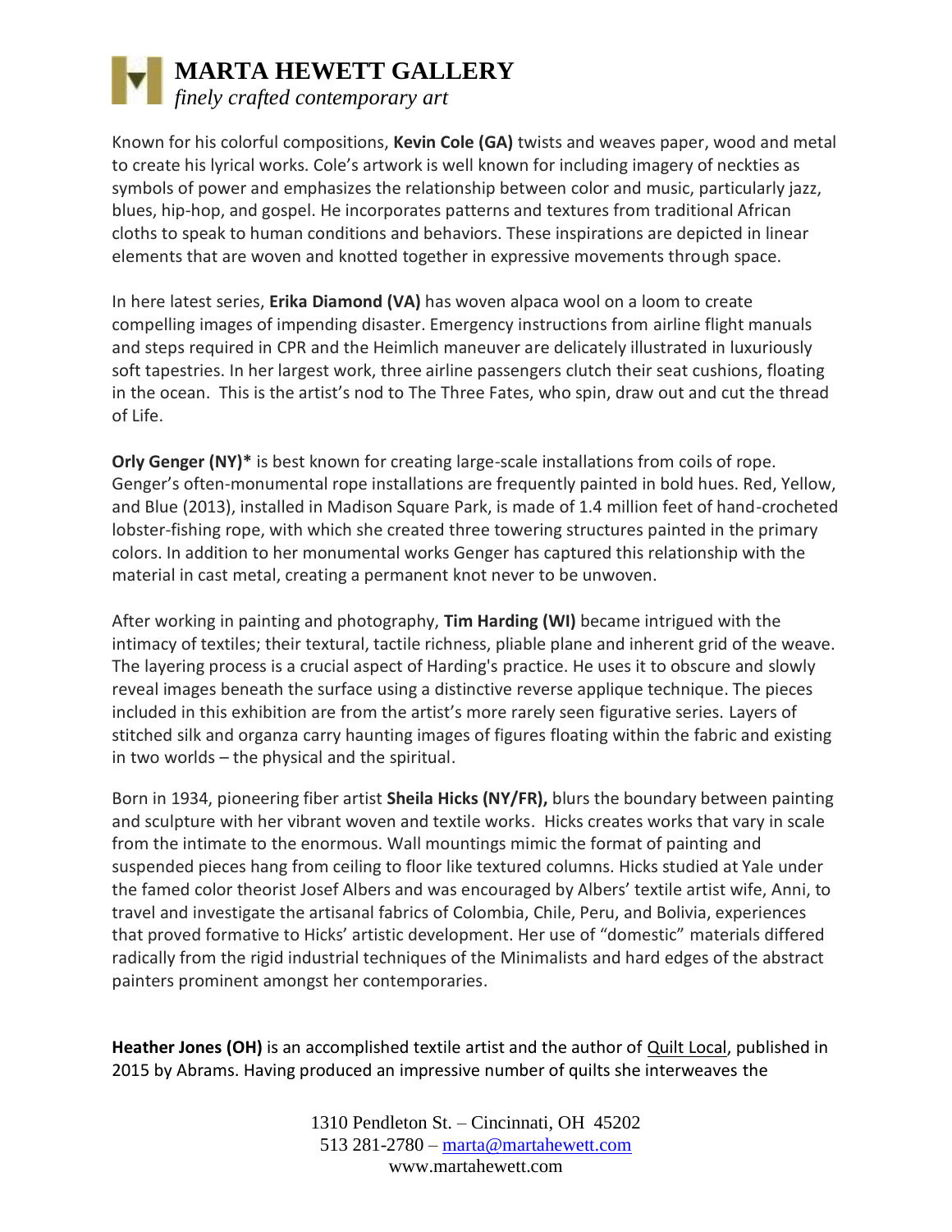Known for his colorful compositions, **Kevin Cole (GA)** twists and weaves paper, wood and metal to create his lyrical works. Cole's artwork is well known for including imagery of neckties as symbols of power and emphasizes the relationship between color and music, particularly jazz, blues, hip-hop, and gospel. He incorporates patterns and textures from traditional African cloths to speak to human conditions and behaviors. These inspirations are depicted in linear elements that are woven and knotted together in expressive movements through space.

In here latest series, **Erika Diamond (VA)** has woven alpaca wool on a loom to create compelling images of impending disaster. Emergency instructions from airline flight manuals and steps required in CPR and the Heimlich maneuver are delicately illustrated in luxuriously soft tapestries. In her largest work, three airline passengers clutch their seat cushions, floating in the ocean. This is the artist's nod to The Three Fates, who spin, draw out and cut the thread of Life.

**Orly Genger (NY)*** is best known for creating large-scale installations from coils of rope. Genger's often-monumental rope installations are frequently painted in bold hues. Red, Yellow, and Blue (2013), installed in Madison Square Park, is made of 1.4 million feet of hand-crocheted lobster-fishing rope, with which she created three towering structures painted in the primary colors. In addition to her monumental works Genger has captured this relationship with the material in cast metal, creating a permanent knot never to be unwoven.

After working in painting and photography, **Tim Harding (WI)** became intrigued with the intimacy of textiles; their textural, tactile richness, pliable plane and inherent grid of the weave. The layering process is a crucial aspect of Harding's practice. He uses it to obscure and slowly reveal images beneath the surface using a distinctive reverse applique technique. The pieces included in this exhibition are from the artist's more rarely seen figurative series. Layers of stitched silk and organza carry haunting images of figures floating within the fabric and existing in two worlds – the physical and the spiritual.

Born in 1934, pioneering fiber artist **Sheila Hicks (NY/FR),** blurs the boundary between painting and sculpture with her vibrant woven and textile works. Hicks creates works that vary in scale from the intimate to the enormous. Wall mountings mimic the format of painting and suspended pieces hang from ceiling to floor like textured columns. Hicks studied at Yale under the famed color theorist Josef Albers and was encouraged by Albers' textile artist wife, Anni, to travel and investigate the artisanal fabrics of Colombia, Chile, Peru, and Bolivia, experiences that proved formative to Hicks' artistic development. Her use of "domestic" materials differed radically from the rigid industrial techniques of the Minimalists and hard edges of the abstract painters prominent amongst her contemporaries.

**Heather Jones (OH)** is an accomplished textile artist and the author of Quilt Local, published in 2015 by Abrams. Having produced an impressive number of quilts she interweaves the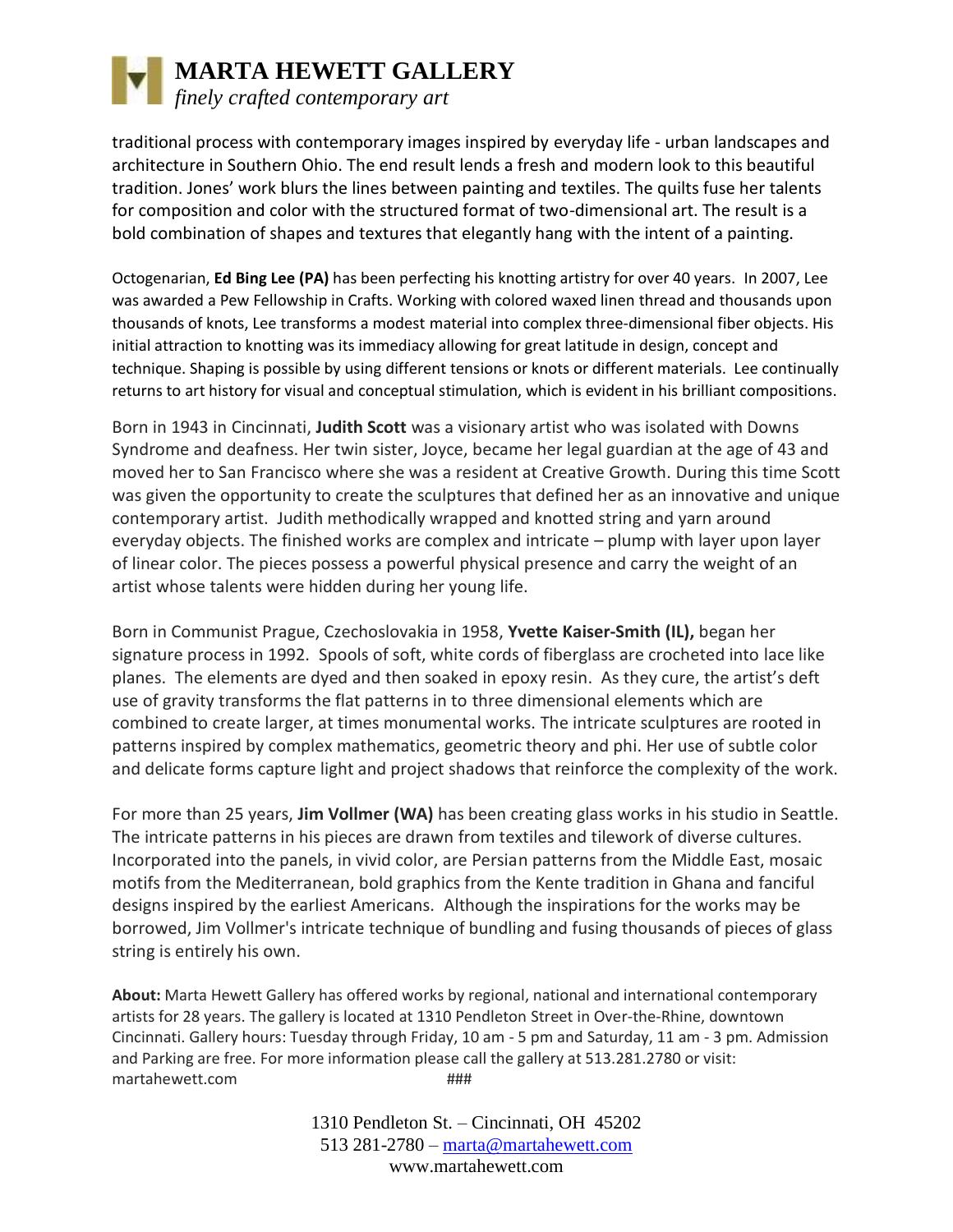traditional process with contemporary images inspired by everyday life - urban landscapes and architecture in Southern Ohio. The end result lends a fresh and modern look to this beautiful tradition. Jones' work blurs the lines between painting and textiles. The quilts fuse her talents for composition and color with the structured format of two-dimensional art. The result is a bold combination of shapes and textures that elegantly hang with the intent of a painting.

Octogenarian, **Ed Bing Lee (PA)** has been perfecting his knotting artistry for over 40 years. In 2007, Lee was awarded a Pew Fellowship in Crafts. Working with colored waxed linen thread and thousands upon thousands of knots, Lee transforms a modest material into complex three-dimensional fiber objects. His initial attraction to knotting was its immediacy allowing for great latitude in design, concept and technique. Shaping is possible by using different tensions or knots or different materials. Lee continually returns to art history for visual and conceptual stimulation, which is evident in his brilliant compositions.

Born in 1943 in Cincinnati, **Judith Scott** was a visionary artist who was isolated with Downs Syndrome and deafness. Her twin sister, Joyce, became her legal guardian at the age of 43 and moved her to San Francisco where she was a resident at Creative Growth. During this time Scott was given the opportunity to create the sculptures that defined her as an innovative and unique contemporary artist. Judith methodically wrapped and knotted string and yarn around everyday objects. The finished works are complex and intricate – plump with layer upon layer of linear color. The pieces possess a powerful physical presence and carry the weight of an artist whose talents were hidden during her young life.

Born in Communist Prague, Czechoslovakia in 1958, **Yvette Kaiser-Smith (IL),** began her signature process in 1992. Spools of soft, white cords of fiberglass are crocheted into lace like planes. The elements are dyed and then soaked in epoxy resin. As they cure, the artist's deft use of gravity transforms the flat patterns in to three dimensional elements which are combined to create larger, at times monumental works. The intricate sculptures are rooted in patterns inspired by complex mathematics, geometric theory and phi. Her use of subtle color and delicate forms capture light and project shadows that reinforce the complexity of the work.

For more than 25 years, **Jim Vollmer (WA)** has been creating glass works in his studio in Seattle. The intricate patterns in his pieces are drawn from textiles and tilework of diverse cultures. Incorporated into the panels, in vivid color, are Persian patterns from the Middle East, mosaic motifs from the Mediterranean, bold graphics from the Kente tradition in Ghana and fanciful designs inspired by the earliest Americans. Although the inspirations for the works may be borrowed, Jim Vollmer's intricate technique of bundling and fusing thousands of pieces of glass string is entirely his own.

**About:** Marta Hewett Gallery has offered works by regional, national and international contemporary artists for 28 years. The gallery is located at 1310 Pendleton Street in Over-the-Rhine, downtown Cincinnati. Gallery hours: Tuesday through Friday, 10 am - 5 pm and Saturday, 11 am - 3 pm. Admission and Parking are free. For more information please call the gallery at 513.281.2780 or visit: martahewett.com

###